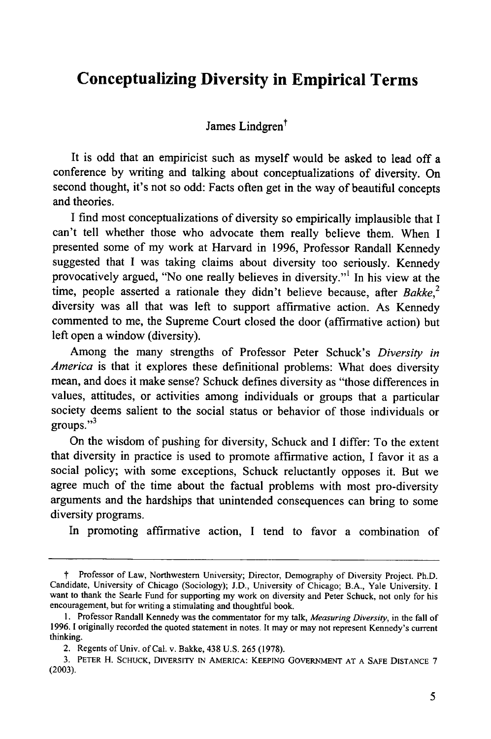# Conceptualizing Diversity in Empirical Terms

James Lindgren[†]

It is odd that an empiricist such as myself would be asked to lead off a conference by writing and talking about conceptualizations of diversity. On second thought, it's not so odd: Facts often get in the way of beautiful concepts and theories.

I find most conceptualizations of diversity so empirically implausible that I can't tell whether those who advocate them really believe them. When I presented some of my work at Harvard in 1996, Professor Randall Kennedy suggested that I was taking claims about diversity too seriously. Kennedy provocatively argued, "No one really believes in diversity."[1] In his view at the time, people asserted a rationale they didn't believe because, after *Bakke*,[2] diversity was all that was left to support affirmative action. As Kennedy commented to me, the Supreme Court closed the door (affirmative action) but left open a window (diversity).

Among the many strengths of Professor Peter Schuck's *Diversity in America* is that it explores these definitional problems: What does diversity mean, and does it make sense? Schuck defines diversity as "those differences in values, attitudes, or activities among individuals or groups that a particular society deems salient to the social status or behavior of those individuals or groups."[3]

On the wisdom of pushing for diversity, Schuck and I differ: To the extent that diversity in practice is used to promote affirmative action, I favor it as a social policy; with some exceptions, Schuck reluctantly opposes it. But we agree much of the time about the factual problems with most pro-diversity arguments and the hardships that unintended consequences can bring to some diversity programs.

In promoting affirmative action, I tend to favor a combination of

---

† Professor of Law, Northwestern University; Director, Demography of Diversity Project. Ph.D. Candidate, University of Chicago (Sociology); J.D., University of Chicago; B.A., Yale University. I want to thank the Searle Fund for supporting my work on diversity and Peter Schuck, not only for his encouragement, but for writing a stimulating and thoughtful book.

1. Professor Randall Kennedy was the commentator for my talk, *Measuring Diversity*, in the fall of 1996. I originally recorded the quoted statement in notes. It may or may not represent Kennedy's current thinking.

2. Regents of Univ. of Cal. v. Bakke, 438 U.S. 265 (1978).

3. PETER H. SCHUCK, DIVERSITY IN AMERICA: KEEPING GOVERNMENT AT A SAFE DISTANCE 7 (2003).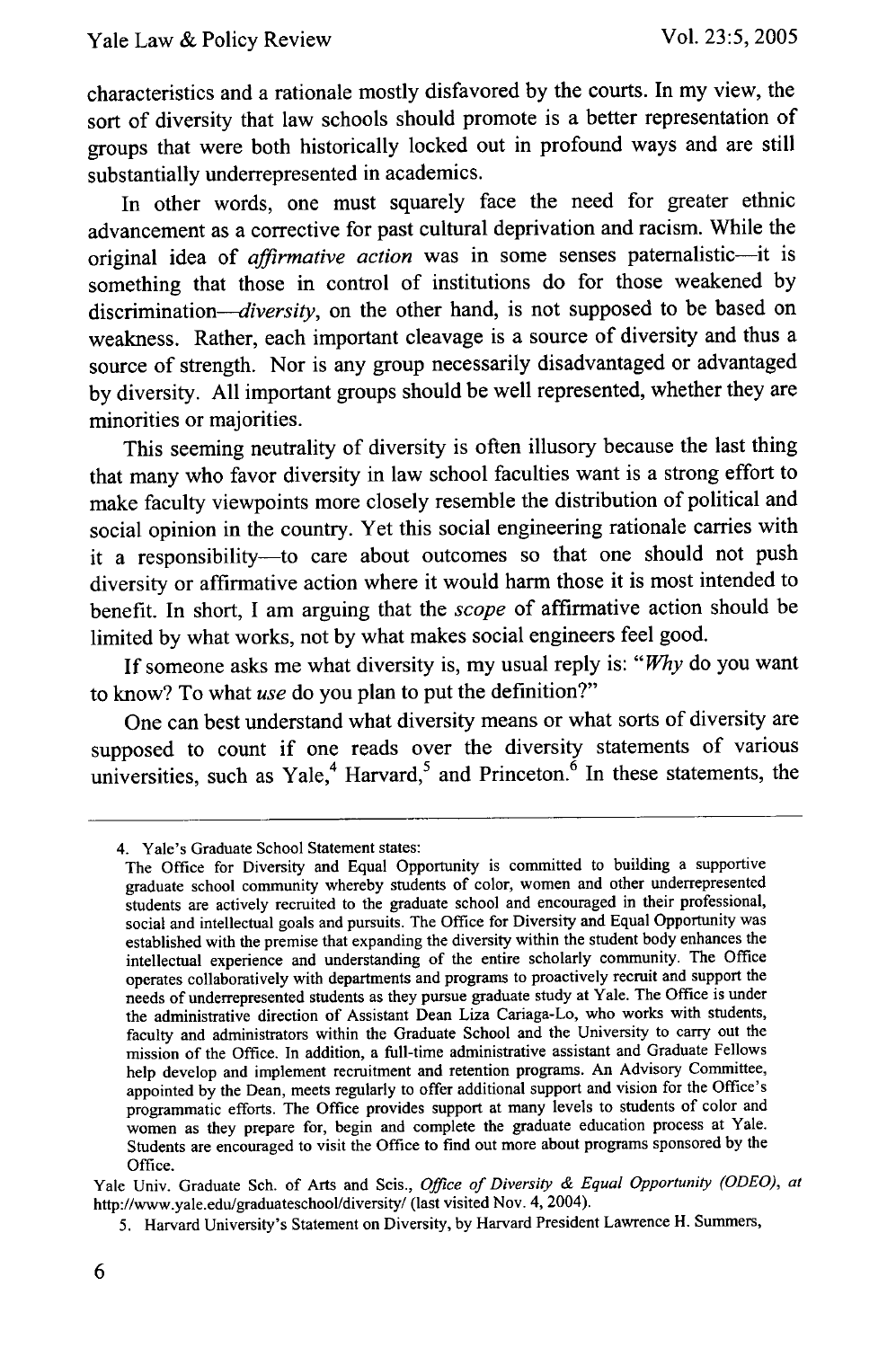characteristics and a rationale mostly disfavored by the courts. In my view, the sort of diversity that law schools should promote is a better representation of groups that were both historically locked out in profound ways and are still substantially underrepresented in academics.

In other words, one must squarely face the need for greater ethnic advancement as a corrective for past cultural deprivation and racism. While the original idea of *affirmative action* was in some senses paternalistic—it is something that those in control of institutions do for those weakened by discrimination—*diversity*, on the other hand, is not supposed to be based on weakness. Rather, each important cleavage is a source of diversity and thus a source of strength. Nor is any group necessarily disadvantaged or advantaged by diversity. All important groups should be well represented, whether they are minorities or majorities.

This seeming neutrality of diversity is often illusory because the last thing that many who favor diversity in law school faculties want is a strong effort to make faculty viewpoints more closely resemble the distribution of political and social opinion in the country. Yet this social engineering rationale carries with it a responsibility—to care about outcomes so that one should not push diversity or affirmative action where it would harm those it is most intended to benefit. In short, I am arguing that the *scope* of affirmative action should be limited by what works, not by what makes social engineers feel good.

If someone asks me what diversity is, my usual reply is: "*Why* do you want to know? To what *use* do you plan to put the definition?"

One can best understand what diversity means or what sorts of diversity are supposed to count if one reads over the diversity statements of various universities, such as Yale,[4] Harvard,[5] and Princeton.[6] In these statements, the

---

4. Yale's Graduate School Statement states:

The Office for Diversity and Equal Opportunity is committed to building a supportive graduate school community whereby students of color, women and other underrepresented students are actively recruited to the graduate school and encouraged in their professional, social and intellectual goals and pursuits. The Office for Diversity and Equal Opportunity was established with the premise that expanding the diversity within the student body enhances the intellectual experience and understanding of the entire scholarly community. The Office operates collaboratively with departments and programs to proactively recruit and support the needs of underrepresented students as they pursue graduate study at Yale. The Office is under the administrative direction of Assistant Dean Liza Cariaga-Lo, who works with students, faculty and administrators within the Graduate School and the University to carry out the mission of the Office. In addition, a full-time administrative assistant and Graduate Fellows help develop and implement recruitment and retention programs. An Advisory Committee, appointed by the Dean, meets regularly to offer additional support and vision for the Office's programmatic efforts. The Office provides support at many levels to students of color and women as they prepare for, begin and complete the graduate education process at Yale. Students are encouraged to visit the Office to find out more about programs sponsored by the Office.

Yale Univ. Graduate Sch. of Arts and Scis., *Office of Diversity & Equal Opportunity (ODEO)*, *at* http://www.yale.edu/graduateschool/diversity/ (last visited Nov. 4, 2004).

5. Harvard University's Statement on Diversity, by Harvard President Lawrence H. Summers,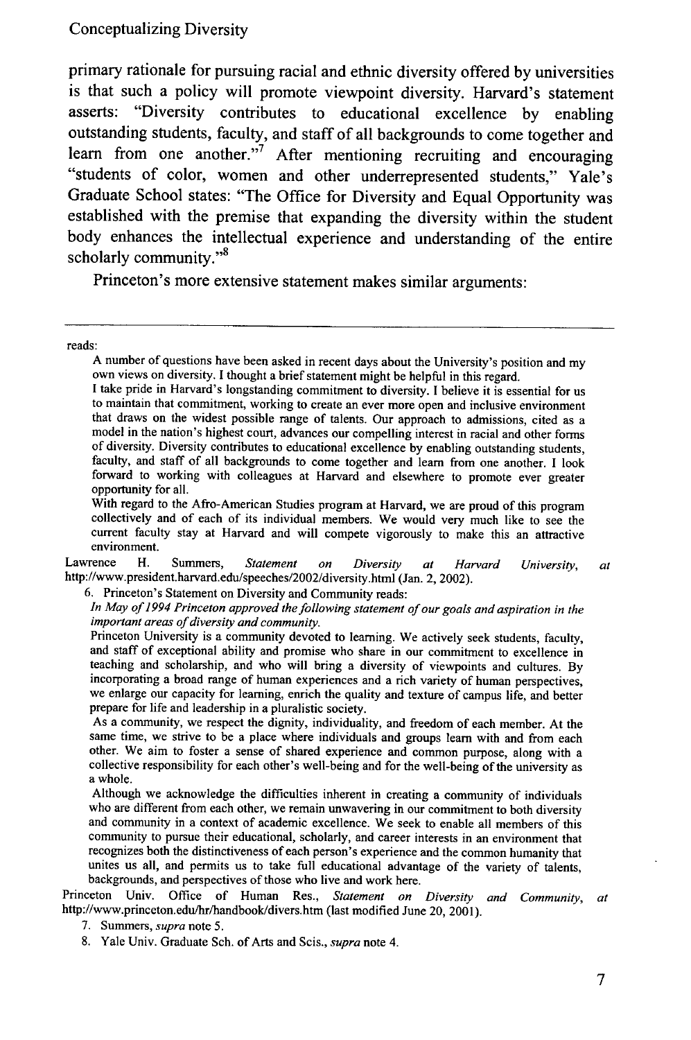primary rationale for pursuing racial and ethnic diversity offered by universities is that such a policy will promote viewpoint diversity. Harvard's statement asserts: "Diversity contributes to educational excellence by enabling outstanding students, faculty, and staff of all backgrounds to come together and learn from one another."[7] After mentioning recruiting and encouraging "students of color, women and other underrepresented students," Yale's Graduate School states: "The Office for Diversity and Equal Opportunity was established with the premise that expanding the diversity within the student body enhances the intellectual experience and understanding of the entire scholarly community."[8]

Princeton's more extensive statement makes similar arguments:

---

reads:

> A number of questions have been asked in recent days about the University's position and my own views on diversity. I thought a brief statement might be helpful in this regard.
>
> I take pride in Harvard's longstanding commitment to diversity. I believe it is essential for us to maintain that commitment, working to create an ever more open and inclusive environment that draws on the widest possible range of talents. Our approach to admissions, cited as a model in the nation's highest court, advances our compelling interest in racial and other forms of diversity. Diversity contributes to educational excellence by enabling outstanding students, faculty, and staff of all backgrounds to come together and learn from one another. I look forward to working with colleagues at Harvard and elsewhere to promote ever greater opportunity for all.
>
> With regard to the Afro-American Studies program at Harvard, we are proud of this program collectively and of each of its individual members. We would very much like to see the current faculty stay at Harvard and will compete vigorously to make this an attractive environment.

Lawrence H. Summers, *Statement on Diversity at Harvard University*, *at* http://www.president.harvard.edu/speeches/2002/diversity.html (Jan. 2, 2002).

6. Princeton's Statement on Diversity and Community reads:

> *In May of 1994 Princeton approved the following statement of our goals and aspiration in the important areas of diversity and community.*
>
> Princeton University is a community devoted to learning. We actively seek students, faculty, and staff of exceptional ability and promise who share in our commitment to excellence in teaching and scholarship, and who will bring a diversity of viewpoints and cultures. By incorporating a broad range of human experiences and a rich variety of human perspectives, we enlarge our capacity for learning, enrich the quality and texture of campus life, and better prepare for life and leadership in a pluralistic society.
>
> As a community, we respect the dignity, individuality, and freedom of each member. At the same time, we strive to be a place where individuals and groups learn with and from each other. We aim to foster a sense of shared experience and common purpose, along with a collective responsibility for each other's well-being and for the well-being of the university as a whole.
>
> Although we acknowledge the difficulties inherent in creating a community of individuals who are different from each other, we remain unwavering in our commitment to both diversity and community in a context of academic excellence. We seek to enable all members of this community to pursue their educational, scholarly, and career interests in an environment that recognizes both the distinctiveness of each person's experience and the common humanity that unites us all, and permits us to take full educational advantage of the variety of talents, backgrounds, and perspectives of those who live and work here.

Princeton Univ. Office of Human Res., *Statement on Diversity and Community*, *at* http://www.princeton.edu/hr/handbook/divers.htm (last modified June 20, 2001).

7. Summers, *supra* note 5.

8. Yale Univ. Graduate Sch. of Arts and Scis., *supra* note 4.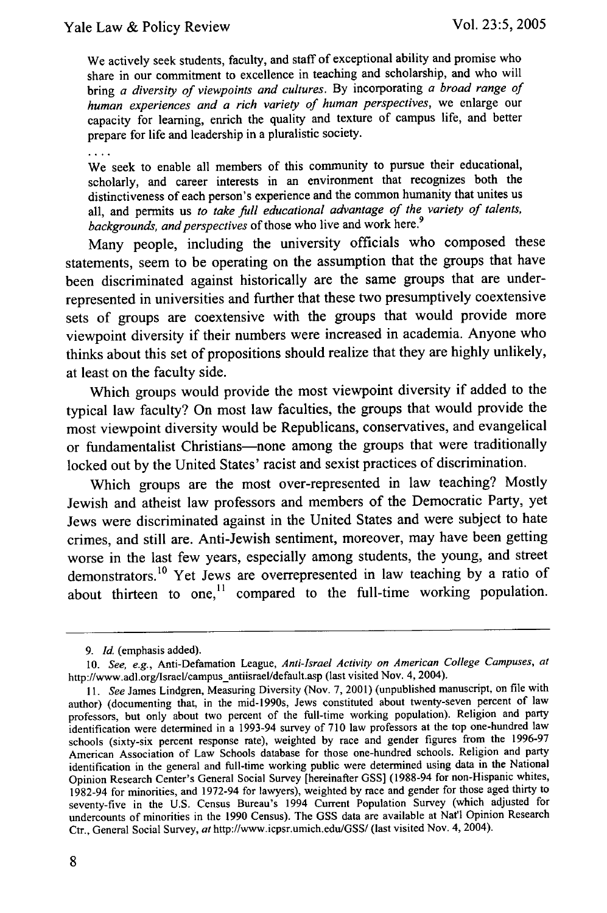> We actively seek students, faculty, and staff of exceptional ability and promise who share in our commitment to excellence in teaching and scholarship, and who will bring *a diversity of viewpoints and cultures*. By incorporating *a broad range of human experiences and a rich variety of human perspectives*, we enlarge our capacity for learning, enrich the quality and texture of campus life, and better prepare for life and leadership in a pluralistic society.
>
> . . . .
>
> We seek to enable all members of this community to pursue their educational, scholarly, and career interests in an environment that recognizes both the distinctiveness of each person's experience and the common humanity that unites us all, and permits us *to take full educational advantage of the variety of talents, backgrounds, and perspectives* of those who live and work here.[9]

Many people, including the university officials who composed these statements, seem to be operating on the assumption that the groups that have been discriminated against historically are the same groups that are under-represented in universities and further that these two presumptively coextensive sets of groups are coextensive with the groups that would provide more viewpoint diversity if their numbers were increased in academia. Anyone who thinks about this set of propositions should realize that they are highly unlikely, at least on the faculty side.

Which groups would provide the most viewpoint diversity if added to the typical law faculty? On most law faculties, the groups that would provide the most viewpoint diversity would be Republicans, conservatives, and evangelical or fundamentalist Christians—none among the groups that were traditionally locked out by the United States' racist and sexist practices of discrimination.

Which groups are the most over-represented in law teaching? Mostly Jewish and atheist law professors and members of the Democratic Party, yet Jews were discriminated against in the United States and were subject to hate crimes, and still are. Anti-Jewish sentiment, moreover, may have been getting worse in the last few years, especially among students, the young, and street demonstrators.[10] Yet Jews are overrepresented in law teaching by a ratio of about thirteen to one,[11] compared to the full-time working population.

---

9. *Id.* (emphasis added).

10. *See, e.g.*, Anti-Defamation League, *Anti-Israel Activity on American College Campuses*, *at* http://www.adl.org/Israel/campus_antiisrael/default.asp (last visited Nov. 4, 2004).

11. *See* James Lindgren, Measuring Diversity (Nov. 7, 2001) (unpublished manuscript, on file with author) (documenting that, in the mid-1990s, Jews constituted about twenty-seven percent of law professors, but only about two percent of the full-time working population). Religion and party identification were determined in a 1993-94 survey of 710 law professors at the top one-hundred law schools (sixty-six percent response rate), weighted by race and gender figures from the 1996-97 American Association of Law Schools database for those one-hundred schools. Religion and party identification in the general and full-time working public were determined using data in the National Opinion Research Center's General Social Survey [hereinafter GSS] (1988-94 for non-Hispanic whites, 1982-94 for minorities, and 1972-94 for lawyers), weighted by race and gender for those aged thirty to seventy-five in the U.S. Census Bureau's 1994 Current Population Survey (which adjusted for undercounts of minorities in the 1990 Census). The GSS data are available at Nat'l Opinion Research Ctr., General Social Survey, *at* http://www.icpsr.umich.edu/GSS/ (last visited Nov. 4, 2004).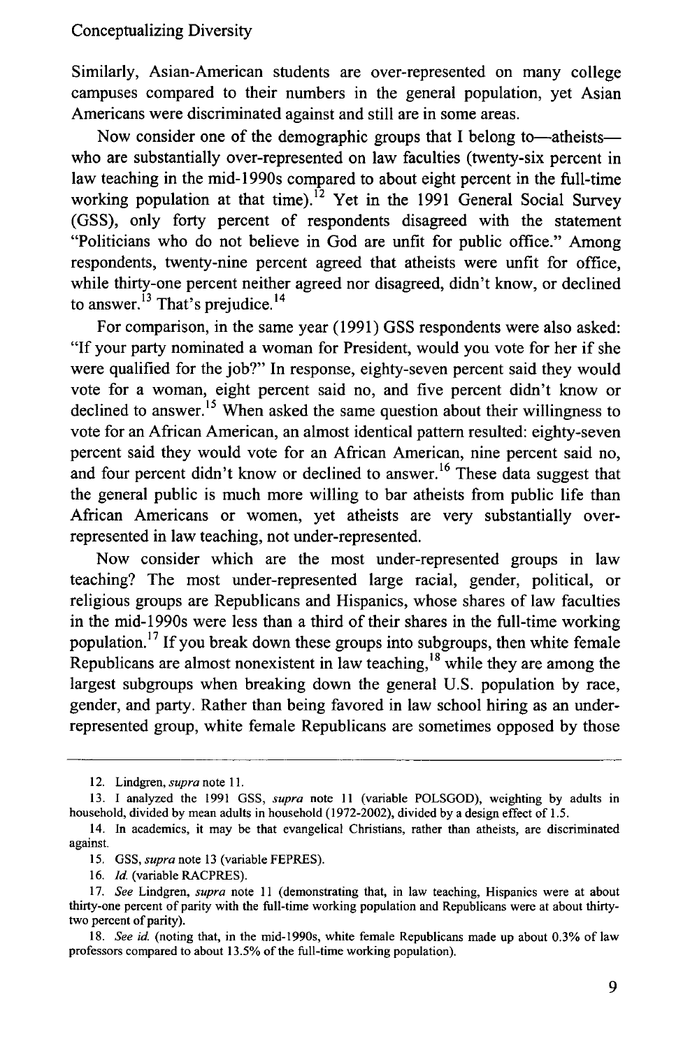Similarly, Asian-American students are over-represented on many college campuses compared to their numbers in the general population, yet Asian Americans were discriminated against and still are in some areas.

Now consider one of the demographic groups that I belong to—atheists—who are substantially over-represented on law faculties (twenty-six percent in law teaching in the mid-1990s compared to about eight percent in the full-time working population at that time).[12] Yet in the 1991 General Social Survey (GSS), only forty percent of respondents disagreed with the statement "Politicians who do not believe in God are unfit for public office." Among respondents, twenty-nine percent agreed that atheists were unfit for office, while thirty-one percent neither agreed nor disagreed, didn't know, or declined to answer.[13] That's prejudice.[14]

For comparison, in the same year (1991) GSS respondents were also asked: "If your party nominated a woman for President, would you vote for her if she were qualified for the job?" In response, eighty-seven percent said they would vote for a woman, eight percent said no, and five percent didn't know or declined to answer.[15] When asked the same question about their willingness to vote for an African American, an almost identical pattern resulted: eighty-seven percent said they would vote for an African American, nine percent said no, and four percent didn't know or declined to answer.[16] These data suggest that the general public is much more willing to bar atheists from public life than African Americans or women, yet atheists are very substantially over-represented in law teaching, not under-represented.

Now consider which are the most under-represented groups in law teaching? The most under-represented large racial, gender, political, or religious groups are Republicans and Hispanics, whose shares of law faculties in the mid-1990s were less than a third of their shares in the full-time working population.[17] If you break down these groups into subgroups, then white female Republicans are almost nonexistent in law teaching,[18] while they are among the largest subgroups when breaking down the general U.S. population by race, gender, and party. Rather than being favored in law school hiring as an under-represented group, white female Republicans are sometimes opposed by those

---

12. Lindgren, *supra* note 11.

13. I analyzed the 1991 GSS, *supra* note 11 (variable POLSGOD), weighting by adults in household, divided by mean adults in household (1972-2002), divided by a design effect of 1.5.

14. In academics, it may be that evangelical Christians, rather than atheists, are discriminated against.

15. GSS, *supra* note 13 (variable FEPRES).

16. *Id.* (variable RACPRES).

17. *See* Lindgren, *supra* note 11 (demonstrating that, in law teaching, Hispanics were at about thirty-one percent of parity with the full-time working population and Republicans were at about thirty-two percent of parity).

18. *See id.* (noting that, in the mid-1990s, white female Republicans made up about 0.3% of law professors compared to about 13.5% of the full-time working population).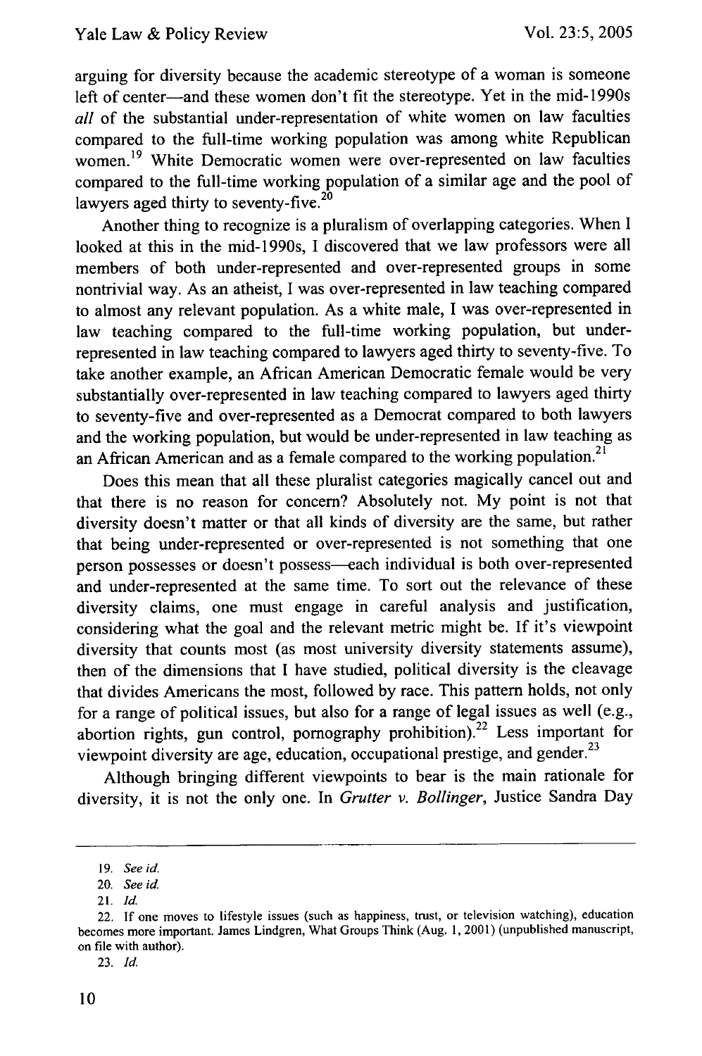arguing for diversity because the academic stereotype of a woman is someone left of center—and these women don't fit the stereotype. Yet in the mid-1990s *all* of the substantial under-representation of white women on law faculties compared to the full-time working population was among white Republican women.[19] White Democratic women were over-represented on law faculties compared to the full-time working population of a similar age and the pool of lawyers aged thirty to seventy-five.[20]

Another thing to recognize is a pluralism of overlapping categories. When I looked at this in the mid-1990s, I discovered that we law professors were all members of both under-represented and over-represented groups in some nontrivial way. As an atheist, I was over-represented in law teaching compared to almost any relevant population. As a white male, I was over-represented in law teaching compared to the full-time working population, but under-represented in law teaching compared to lawyers aged thirty to seventy-five. To take another example, an African American Democratic female would be very substantially over-represented in law teaching compared to lawyers aged thirty to seventy-five and over-represented as a Democrat compared to both lawyers and the working population, but would be under-represented in law teaching as an African American and as a female compared to the working population.[21]

Does this mean that all these pluralist categories magically cancel out and that there is no reason for concern? Absolutely not. My point is not that diversity doesn't matter or that all kinds of diversity are the same, but rather that being under-represented or over-represented is not something that one person possesses or doesn't possess—each individual is both over-represented and under-represented at the same time. To sort out the relevance of these diversity claims, one must engage in careful analysis and justification, considering what the goal and the relevant metric might be. If it's viewpoint diversity that counts most (as most university diversity statements assume), then of the dimensions that I have studied, political diversity is the cleavage that divides Americans the most, followed by race. This pattern holds, not only for a range of political issues, but also for a range of legal issues as well (e.g., abortion rights, gun control, pornography prohibition).[22] Less important for viewpoint diversity are age, education, occupational prestige, and gender.[23]

Although bringing different viewpoints to bear is the main rationale for diversity, it is not the only one. In *Grutter v. Bollinger*, Justice Sandra Day

---

19. *See id.*

20. *See id.*

21. *Id.*

22. If one moves to lifestyle issues (such as happiness, trust, or television watching), education becomes more important. James Lindgren, What Groups Think (Aug. 1, 2001) (unpublished manuscript, on file with author).

23. *Id.*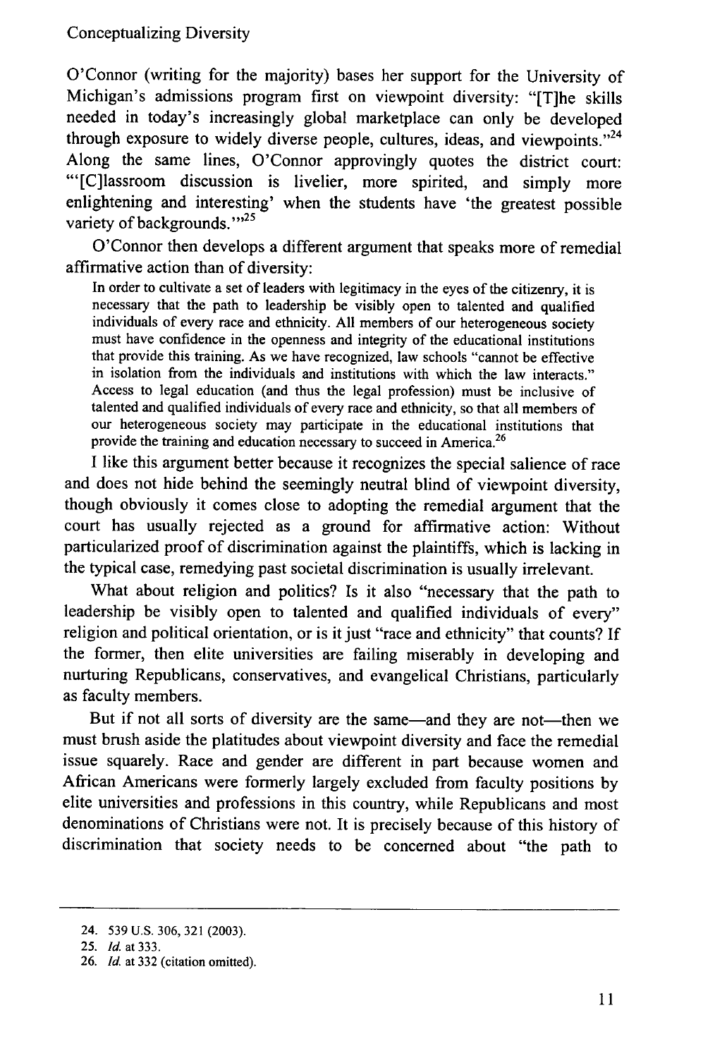O'Connor (writing for the majority) bases her support for the University of Michigan's admissions program first on viewpoint diversity: "[T]he skills needed in today's increasingly global marketplace can only be developed through exposure to widely diverse people, cultures, ideas, and viewpoints."[24] Along the same lines, O'Connor approvingly quotes the district court: "'[C]lassroom discussion is livelier, more spirited, and simply more enlightening and interesting' when the students have 'the greatest possible variety of backgrounds.'"[25]

O'Connor then develops a different argument that speaks more of remedial affirmative action than of diversity:

> In order to cultivate a set of leaders with legitimacy in the eyes of the citizenry, it is necessary that the path to leadership be visibly open to talented and qualified individuals of every race and ethnicity. All members of our heterogeneous society must have confidence in the openness and integrity of the educational institutions that provide this training. As we have recognized, law schools "cannot be effective in isolation from the individuals and institutions with which the law interacts." Access to legal education (and thus the legal profession) must be inclusive of talented and qualified individuals of every race and ethnicity, so that all members of our heterogeneous society may participate in the educational institutions that provide the training and education necessary to succeed in America.[26]

I like this argument better because it recognizes the special salience of race and does not hide behind the seemingly neutral blind of viewpoint diversity, though obviously it comes close to adopting the remedial argument that the court has usually rejected as a ground for affirmative action: Without particularized proof of discrimination against the plaintiffs, which is lacking in the typical case, remedying past societal discrimination is usually irrelevant.

What about religion and politics? Is it also "necessary that the path to leadership be visibly open to talented and qualified individuals of every" religion and political orientation, or is it just "race and ethnicity" that counts? If the former, then elite universities are failing miserably in developing and nurturing Republicans, conservatives, and evangelical Christians, particularly as faculty members.

But if not all sorts of diversity are the same—and they are not—then we must brush aside the platitudes about viewpoint diversity and face the remedial issue squarely. Race and gender are different in part because women and African Americans were formerly largely excluded from faculty positions by elite universities and professions in this country, while Republicans and most denominations of Christians were not. It is precisely because of this history of discrimination that society needs to be concerned about "the path to

---

24. 539 U.S. 306, 321 (2003).

25. *Id.* at 333.

26. *Id.* at 332 (citation omitted).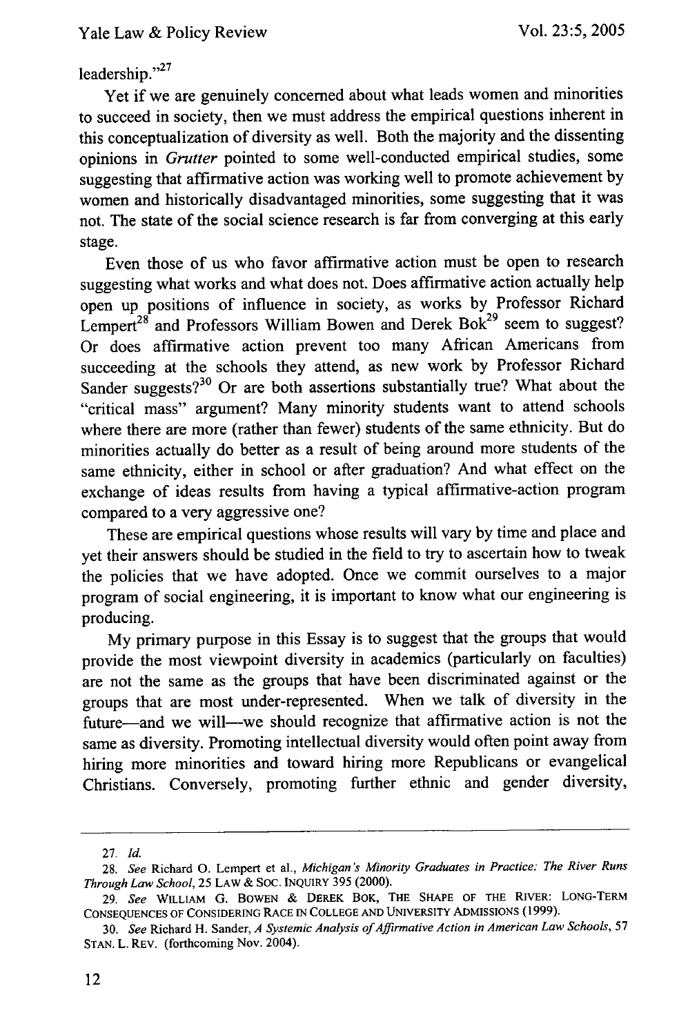leadership."[27]

Yet if we are genuinely concerned about what leads women and minorities to succeed in society, then we must address the empirical questions inherent in this conceptualization of diversity as well. Both the majority and the dissenting opinions in *Grutter* pointed to some well-conducted empirical studies, some suggesting that affirmative action was working well to promote achievement by women and historically disadvantaged minorities, some suggesting that it was not. The state of the social science research is far from converging at this early stage.

Even those of us who favor affirmative action must be open to research suggesting what works and what does not. Does affirmative action actually help open up positions of influence in society, as works by Professor Richard Lempert[28] and Professors William Bowen and Derek Bok[29] seem to suggest? Or does affirmative action prevent too many African Americans from succeeding at the schools they attend, as new work by Professor Richard Sander suggests?[30] Or are both assertions substantially true? What about the "critical mass" argument? Many minority students want to attend schools where there are more (rather than fewer) students of the same ethnicity. But do minorities actually do better as a result of being around more students of the same ethnicity, either in school or after graduation? And what effect on the exchange of ideas results from having a typical affirmative-action program compared to a very aggressive one?

These are empirical questions whose results will vary by time and place and yet their answers should be studied in the field to try to ascertain how to tweak the policies that we have adopted. Once we commit ourselves to a major program of social engineering, it is important to know what our engineering is producing.

My primary purpose in this Essay is to suggest that the groups that would provide the most viewpoint diversity in academics (particularly on faculties) are not the same as the groups that have been discriminated against or the groups that are most under-represented. When we talk of diversity in the future—and we will—we should recognize that affirmative action is not the same as diversity. Promoting intellectual diversity would often point away from hiring more minorities and toward hiring more Republicans or evangelical Christians. Conversely, promoting further ethnic and gender diversity,

---

27. *Id.*

28. *See* Richard O. Lempert et al., *Michigan's Minority Graduates in Practice: The River Runs Through Law School*, 25 LAW & SOC. INQUIRY 395 (2000).

29. *See* WILLIAM G. BOWEN & DEREK BOK, THE SHAPE OF THE RIVER: LONG-TERM CONSEQUENCES OF CONSIDERING RACE IN COLLEGE AND UNIVERSITY ADMISSIONS (1999).

30. *See* Richard H. Sander, *A Systemic Analysis of Affirmative Action in American Law Schools*, 57 STAN. L. REV. (forthcoming Nov. 2004).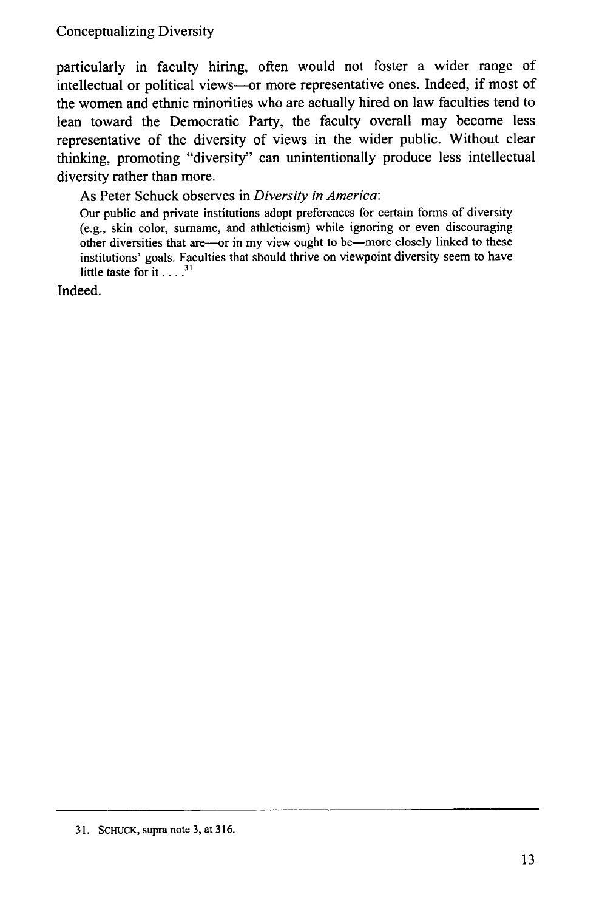particularly in faculty hiring, often would not foster a wider range of intellectual or political views—or more representative ones. Indeed, if most of the women and ethnic minorities who are actually hired on law faculties tend to lean toward the Democratic Party, the faculty overall may become less representative of the diversity of views in the wider public. Without clear thinking, promoting "diversity" can unintentionally produce less intellectual diversity rather than more.

As Peter Schuck observes in *Diversity in America*:

> Our public and private institutions adopt preferences for certain forms of diversity (e.g., skin color, surname, and athleticism) while ignoring or even discouraging other diversities that are—or in my view ought to be—more closely linked to these institutions' goals. Faculties that should thrive on viewpoint diversity seem to have little taste for it . . . .[31]

Indeed.

---

31. SCHUCK, supra note 3, at 316.